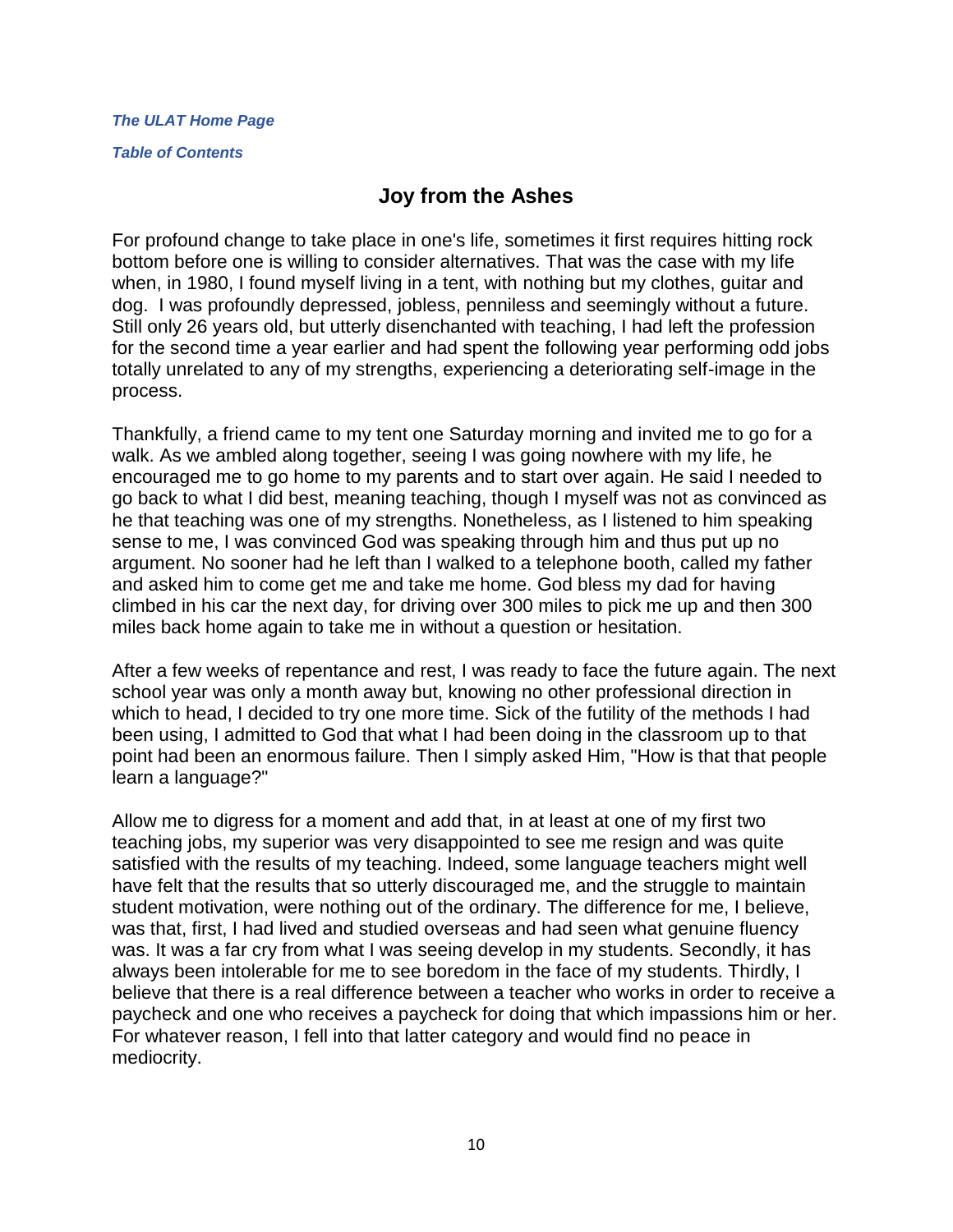*The ULAT Home Page*

*Table of Contents*

# Joy from the Ashes

For profound change to take place in one's life, sometimes it first requires hitting rock bottom before one is willing to consider alternatives. That was the case with my life when, in 1980, I found myself living in a tent, with nothing but my clothes, guitar and dog. I was profoundly depressed, jobless, penniless and seemingly without a future. Still only 26 years old, but utterly disenchanted with teaching, I had left the profession for the second time a year earlier and had spent the following year performing odd jobs totally unrelated to any of my strengths, experiencing a deteriorating self-image in the process.

Thankfully, a friend came to my tent one Saturday morning and invited me to go for a walk. As we ambled along together, seeing I was going nowhere with my life, he encouraged me to go home to my parents and to start over again. He said I needed to go back to what I did best, meaning teaching, though I myself was not as convinced as he that teaching was one of my strengths. Nonetheless, as I listened to him speaking sense to me, I was convinced God was speaking through him and thus put up no argument. No sooner had he left than I walked to a telephone booth, called my father and asked him to come get me and take me home. God bless my dad for having climbed in his car the next day, for driving over 300 miles to pick me up and then 300 miles back home again to take me in without a question or hesitation.

After a few weeks of repentance and rest, I was ready to face the future again. The next school year was only a month away but, knowing no other professional direction in which to head, I decided to try one more time. Sick of the futility of the methods I had been using, I admitted to God that what I had been doing in the classroom up to that point had been an enormous failure. Then I simply asked Him, "How is that that people learn a language?"

Allow me to digress for a moment and add that, in at least at one of my first two teaching jobs, my superior was very disappointed to see me resign and was quite satisfied with the results of my teaching. Indeed, some language teachers might well have felt that the results that so utterly discouraged me, and the struggle to maintain student motivation, were nothing out of the ordinary. The difference for me, I believe, was that, first, I had lived and studied overseas and had seen what genuine fluency was. It was a far cry from what I was seeing develop in my students. Secondly, it has always been intolerable for me to see boredom in the face of my students. Thirdly, I believe that there is a real difference between a teacher who works in order to receive a paycheck and one who receives a paycheck for doing that which impassions him or her. For whatever reason, I fell into that latter category and would find no peace in mediocrity.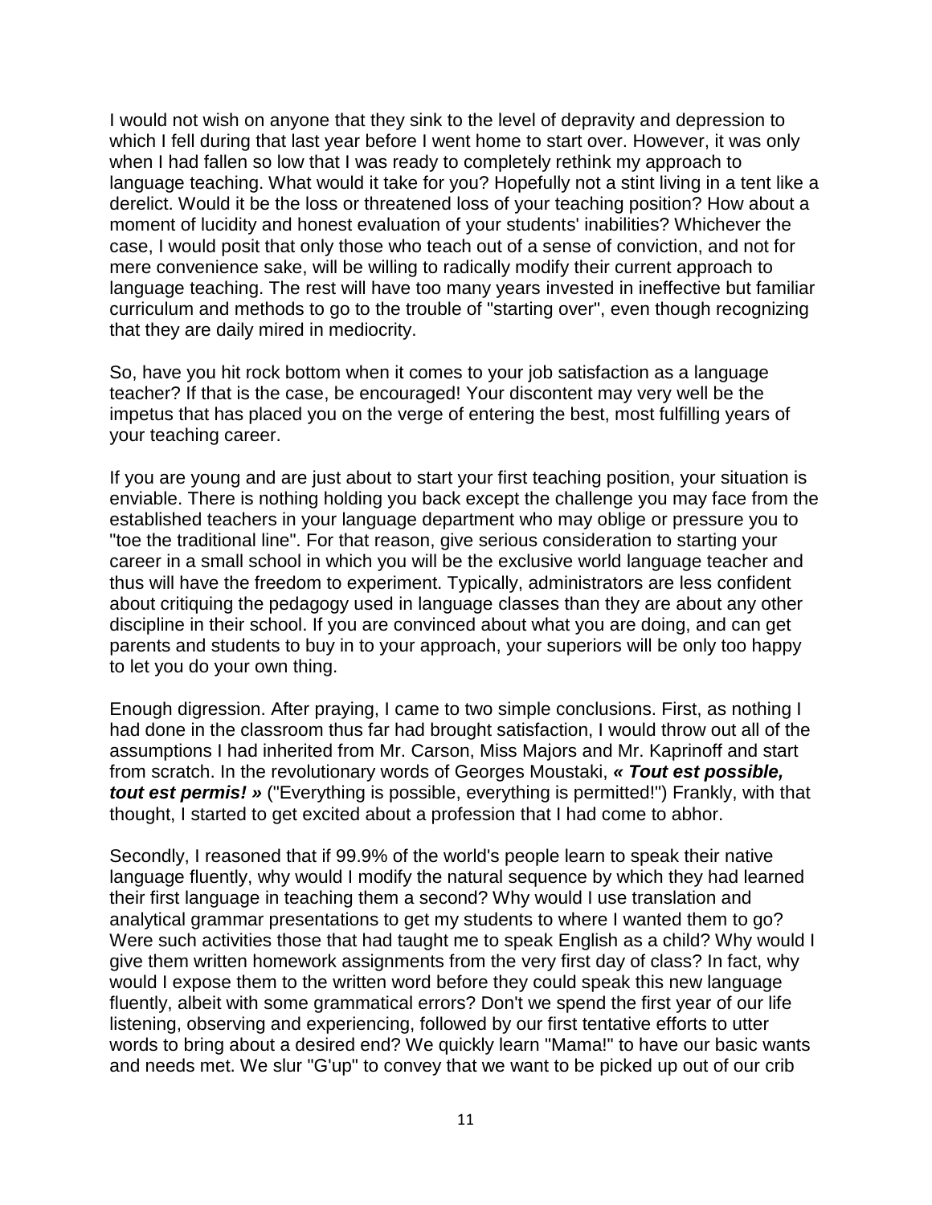I would not wish on anyone that they sink to the level of depravity and depression to which I fell during that last year before I went home to start over. However, it was only when I had fallen so low that I was ready to completely rethink my approach to language teaching. What would it take for you? Hopefully not a stint living in a tent like a derelict. Would it be the loss or threatened loss of your teaching position? How about a moment of lucidity and honest evaluation of your students' inabilities? Whichever the case, I would posit that only those who teach out of a sense of conviction, and not for mere convenience sake, will be willing to radically modify their current approach to language teaching. The rest will have too many years invested in ineffective but familiar curriculum and methods to go to the trouble of "starting over", even though recognizing that they are daily mired in mediocrity.

So, have you hit rock bottom when it comes to your job satisfaction as a language teacher? If that is the case, be encouraged! Your discontent may very well be the impetus that has placed you on the verge of entering the best, most fulfilling years of your teaching career.

If you are young and are just about to start your first teaching position, your situation is enviable. There is nothing holding you back except the challenge you may face from the established teachers in your language department who may oblige or pressure you to "toe the traditional line". For that reason, give serious consideration to starting your career in a small school in which you will be the exclusive world language teacher and thus will have the freedom to experiment. Typically, administrators are less confident about critiquing the pedagogy used in language classes than they are about any other discipline in their school. If you are convinced about what you are doing, and can get parents and students to buy in to your approach, your superiors will be only too happy to let you do your own thing.

Enough digression. After praying, I came to two simple conclusions. First, as nothing I had done in the classroom thus far had brought satisfaction, I would throw out all of the assumptions I had inherited from Mr. Carson, Miss Majors and Mr. Kaprinoff and start from scratch. In the revolutionary words of Georges Moustaki, ***« Tout est possible, tout est permis! »*** ("Everything is possible, everything is permitted!") Frankly, with that thought, I started to get excited about a profession that I had come to abhor.

Secondly, I reasoned that if 99.9% of the world's people learn to speak their native language fluently, why would I modify the natural sequence by which they had learned their first language in teaching them a second? Why would I use translation and analytical grammar presentations to get my students to where I wanted them to go? Were such activities those that had taught me to speak English as a child? Why would I give them written homework assignments from the very first day of class? In fact, why would I expose them to the written word before they could speak this new language fluently, albeit with some grammatical errors? Don't we spend the first year of our life listening, observing and experiencing, followed by our first tentative efforts to utter words to bring about a desired end? We quickly learn "Mama!" to have our basic wants and needs met. We slur "G'up" to convey that we want to be picked up out of our crib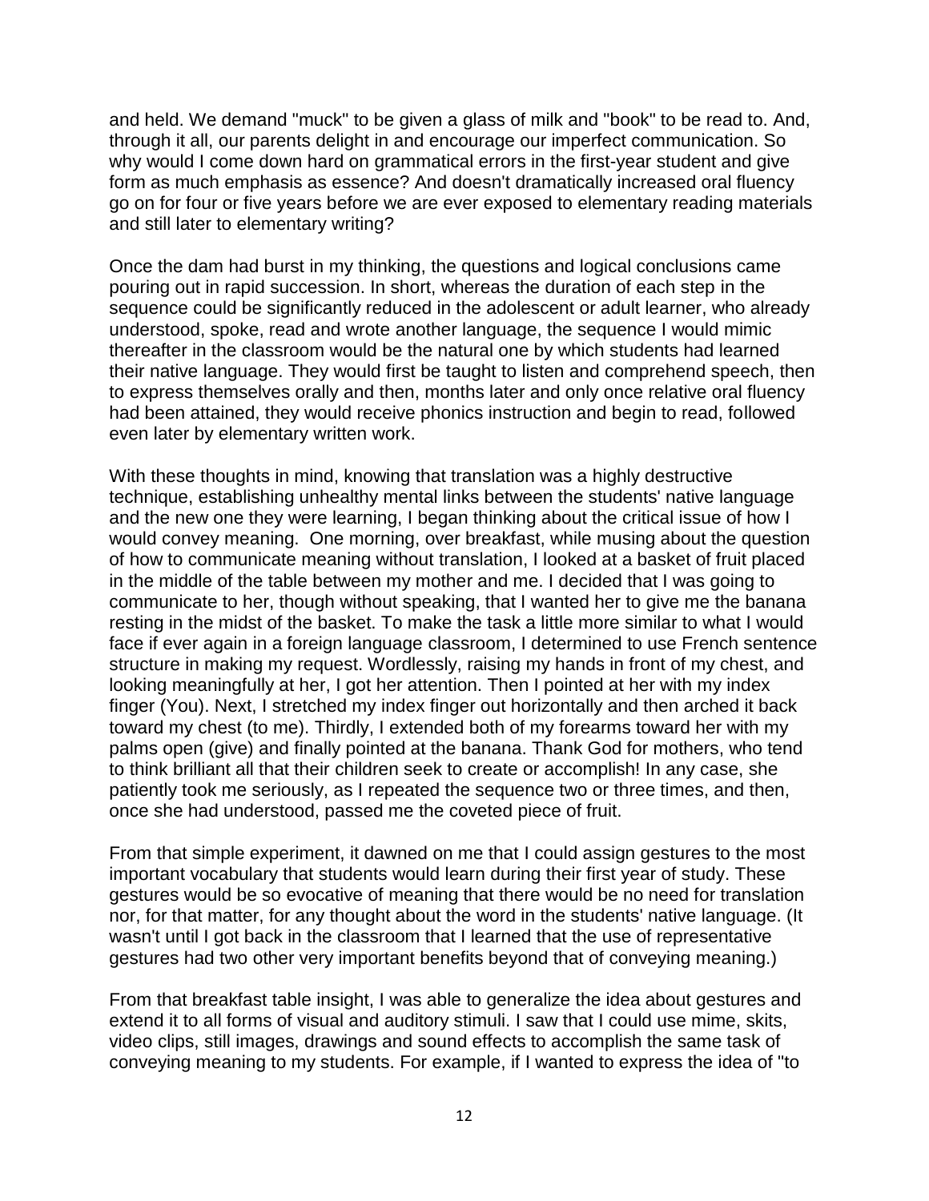and held. We demand "muck" to be given a glass of milk and "book" to be read to. And, through it all, our parents delight in and encourage our imperfect communication. So why would I come down hard on grammatical errors in the first-year student and give form as much emphasis as essence? And doesn't dramatically increased oral fluency go on for four or five years before we are ever exposed to elementary reading materials and still later to elementary writing?

Once the dam had burst in my thinking, the questions and logical conclusions came pouring out in rapid succession. In short, whereas the duration of each step in the sequence could be significantly reduced in the adolescent or adult learner, who already understood, spoke, read and wrote another language, the sequence I would mimic thereafter in the classroom would be the natural one by which students had learned their native language. They would first be taught to listen and comprehend speech, then to express themselves orally and then, months later and only once relative oral fluency had been attained, they would receive phonics instruction and begin to read, followed even later by elementary written work.

With these thoughts in mind, knowing that translation was a highly destructive technique, establishing unhealthy mental links between the students' native language and the new one they were learning, I began thinking about the critical issue of how I would convey meaning. One morning, over breakfast, while musing about the question of how to communicate meaning without translation, I looked at a basket of fruit placed in the middle of the table between my mother and me. I decided that I was going to communicate to her, though without speaking, that I wanted her to give me the banana resting in the midst of the basket. To make the task a little more similar to what I would face if ever again in a foreign language classroom, I determined to use French sentence structure in making my request. Wordlessly, raising my hands in front of my chest, and looking meaningfully at her, I got her attention. Then I pointed at her with my index finger (You). Next, I stretched my index finger out horizontally and then arched it back toward my chest (to me). Thirdly, I extended both of my forearms toward her with my palms open (give) and finally pointed at the banana. Thank God for mothers, who tend to think brilliant all that their children seek to create or accomplish! In any case, she patiently took me seriously, as I repeated the sequence two or three times, and then, once she had understood, passed me the coveted piece of fruit.

From that simple experiment, it dawned on me that I could assign gestures to the most important vocabulary that students would learn during their first year of study. These gestures would be so evocative of meaning that there would be no need for translation nor, for that matter, for any thought about the word in the students' native language. (It wasn't until I got back in the classroom that I learned that the use of representative gestures had two other very important benefits beyond that of conveying meaning.)

From that breakfast table insight, I was able to generalize the idea about gestures and extend it to all forms of visual and auditory stimuli. I saw that I could use mime, skits, video clips, still images, drawings and sound effects to accomplish the same task of conveying meaning to my students. For example, if I wanted to express the idea of "to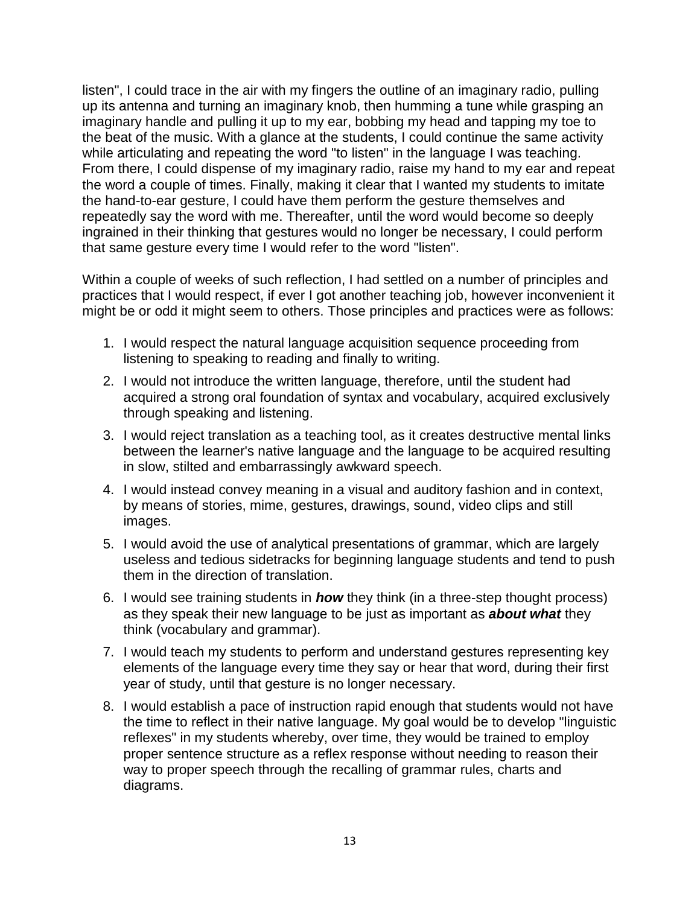listen", I could trace in the air with my fingers the outline of an imaginary radio, pulling up its antenna and turning an imaginary knob, then humming a tune while grasping an imaginary handle and pulling it up to my ear, bobbing my head and tapping my toe to the beat of the music. With a glance at the students, I could continue the same activity while articulating and repeating the word "to listen" in the language I was teaching. From there, I could dispense of my imaginary radio, raise my hand to my ear and repeat the word a couple of times. Finally, making it clear that I wanted my students to imitate the hand-to-ear gesture, I could have them perform the gesture themselves and repeatedly say the word with me. Thereafter, until the word would become so deeply ingrained in their thinking that gestures would no longer be necessary, I could perform that same gesture every time I would refer to the word "listen".

Within a couple of weeks of such reflection, I had settled on a number of principles and practices that I would respect, if ever I got another teaching job, however inconvenient it might be or odd it might seem to others. Those principles and practices were as follows:

1. I would respect the natural language acquisition sequence proceeding from listening to speaking to reading and finally to writing.
2. I would not introduce the written language, therefore, until the student had acquired a strong oral foundation of syntax and vocabulary, acquired exclusively through speaking and listening.
3. I would reject translation as a teaching tool, as it creates destructive mental links between the learner's native language and the language to be acquired resulting in slow, stilted and embarrassingly awkward speech.
4. I would instead convey meaning in a visual and auditory fashion and in context, by means of stories, mime, gestures, drawings, sound, video clips and still images.
5. I would avoid the use of analytical presentations of grammar, which are largely useless and tedious sidetracks for beginning language students and tend to push them in the direction of translation.
6. I would see training students in ***how*** they think (in a three-step thought process) as they speak their new language to be just as important as ***about what*** they think (vocabulary and grammar).
7. I would teach my students to perform and understand gestures representing key elements of the language every time they say or hear that word, during their first year of study, until that gesture is no longer necessary.
8. I would establish a pace of instruction rapid enough that students would not have the time to reflect in their native language. My goal would be to develop "linguistic reflexes" in my students whereby, over time, they would be trained to employ proper sentence structure as a reflex response without needing to reason their way to proper speech through the recalling of grammar rules, charts and diagrams.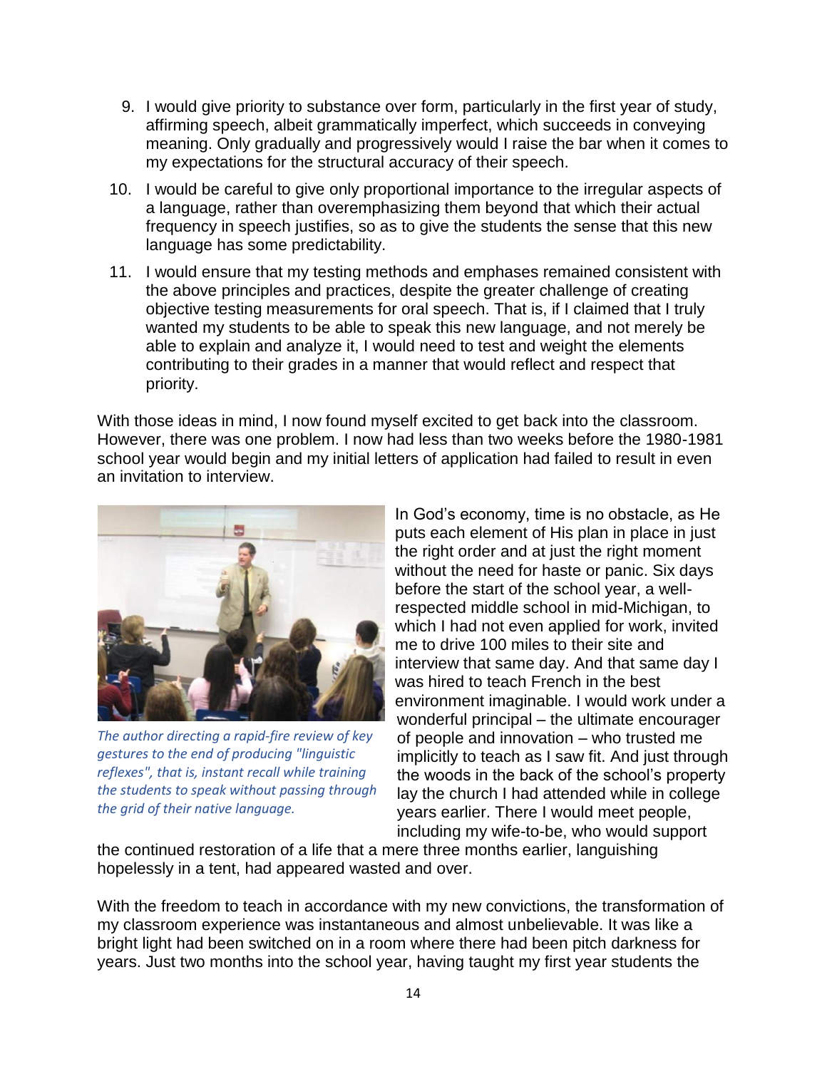9. I would give priority to substance over form, particularly in the first year of study, affirming speech, albeit grammatically imperfect, which succeeds in conveying meaning. Only gradually and progressively would I raise the bar when it comes to my expectations for the structural accuracy of their speech.
10. I would be careful to give only proportional importance to the irregular aspects of a language, rather than overemphasizing them beyond that which their actual frequency in speech justifies, so as to give the students the sense that this new language has some predictability.
11. I would ensure that my testing methods and emphases remained consistent with the above principles and practices, despite the greater challenge of creating objective testing measurements for oral speech. That is, if I claimed that I truly wanted my students to be able to speak this new language, and not merely be able to explain and analyze it, I would need to test and weight the elements contributing to their grades in a manner that would reflect and respect that priority.

With those ideas in mind, I now found myself excited to get back into the classroom. However, there was one problem. I now had less than two weeks before the 1980-1981 school year would begin and my initial letters of application had failed to result in even an invitation to interview.

*The author directing a rapid-fire review of key gestures to the end of producing "linguistic reflexes", that is, instant recall while training the students to speak without passing through the grid of their native language.*

In God's economy, time is no obstacle, as He puts each element of His plan in place in just the right order and at just the right moment without the need for haste or panic. Six days before the start of the school year, a well-respected middle school in mid-Michigan, to which I had not even applied for work, invited me to drive 100 miles to their site and interview that same day. And that same day I was hired to teach French in the best environment imaginable. I would work under a wonderful principal – the ultimate encourager of people and innovation – who trusted me implicitly to teach as I saw fit. And just through the woods in the back of the school's property lay the church I had attended while in college years earlier. There I would meet people, including my wife-to-be, who would support the continued restoration of a life that a mere three months earlier, languishing hopelessly in a tent, had appeared wasted and over.

With the freedom to teach in accordance with my new convictions, the transformation of my classroom experience was instantaneous and almost unbelievable. It was like a bright light had been switched on in a room where there had been pitch darkness for years. Just two months into the school year, having taught my first year students the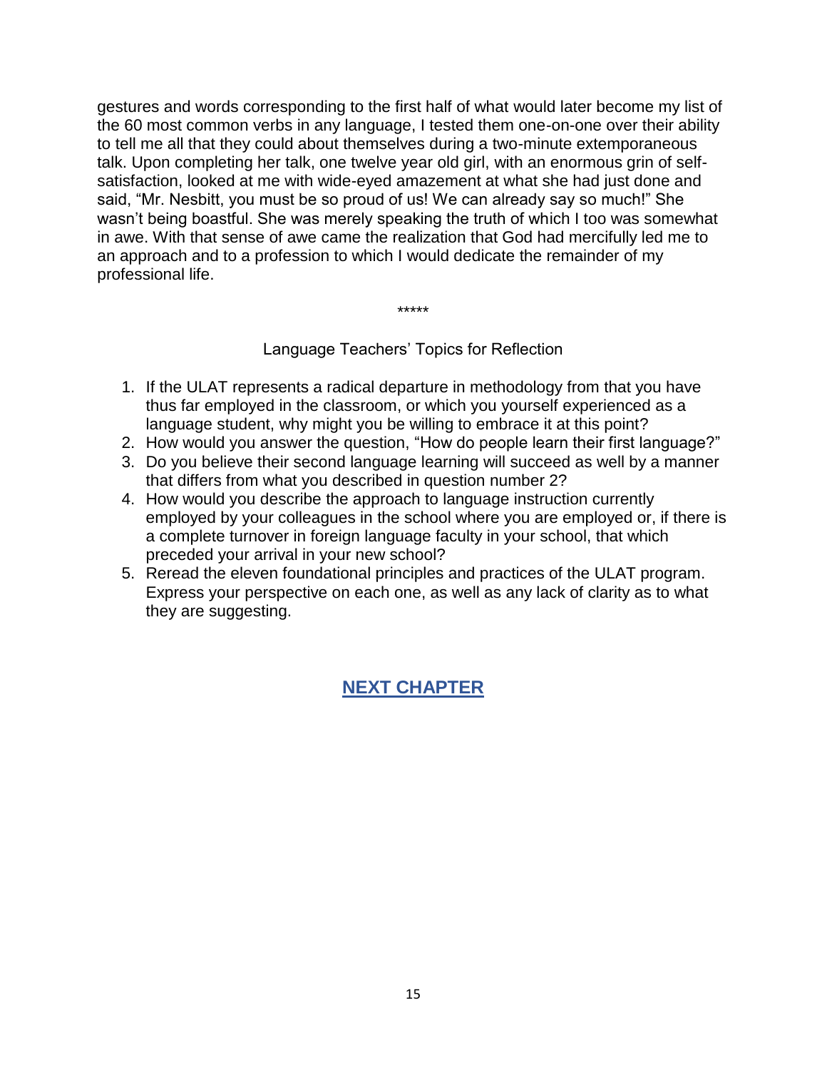gestures and words corresponding to the first half of what would later become my list of the 60 most common verbs in any language, I tested them one-on-one over their ability to tell me all that they could about themselves during a two-minute extemporaneous talk. Upon completing her talk, one twelve year old girl, with an enormous grin of self-satisfaction, looked at me with wide-eyed amazement at what she had just done and said, "Mr. Nesbitt, you must be so proud of us! We can already say so much!" She wasn't being boastful. She was merely speaking the truth of which I too was somewhat in awe. With that sense of awe came the realization that God had mercifully led me to an approach and to a profession to which I would dedicate the remainder of my professional life.

*****

Language Teachers' Topics for Reflection

1. If the ULAT represents a radical departure in methodology from that you have thus far employed in the classroom, or which you yourself experienced as a language student, why might you be willing to embrace it at this point?
2. How would you answer the question, "How do people learn their first language?"
3. Do you believe their second language learning will succeed as well by a manner that differs from what you described in question number 2?
4. How would you describe the approach to language instruction currently employed by your colleagues in the school where you are employed or, if there is a complete turnover in foreign language faculty in your school, that which preceded your arrival in your new school?
5. Reread the eleven foundational principles and practices of the ULAT program. Express your perspective on each one, as well as any lack of clarity as to what they are suggesting.

**NEXT CHAPTER**